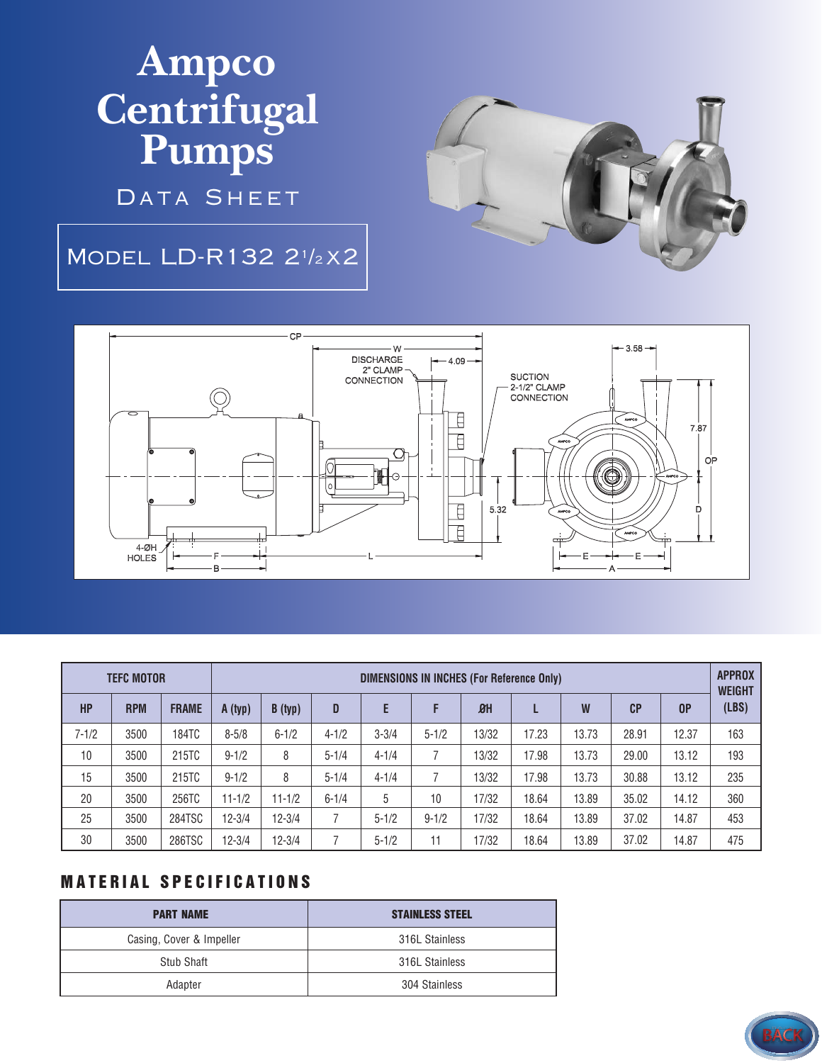# Ampco Centrifugal Pumps

DATA SHEET

## MODEL LD-R132 2½X2

DISCHARGE 2" CLAMP CONNECTION

SUCTION 2-1/2" CLAMP CONNECTION

4-ØH HOLES

| TEFC MOTOR | | | DIMENSIONS IN INCHES (For Reference Only) | | | | | | | | | | APPROX WEIGHT (LBS) |
|---|---|---|---|---|---|---|---|---|---|---|---|---|---|
| HP | RPM | FRAME | A (typ) | B (typ) | D | E | F | ØH | L | W | CP | OP | |
| 7-1/2 | 3500 | 184TC | 8-5/8 | 6-1/2 | 4-1/2 | 3-3/4 | 5-1/2 | 13/32 | 17.23 | 13.73 | 28.91 | 12.37 | 163 |
| 10 | 3500 | 215TC | 9-1/2 | 8 | 5-1/4 | 4-1/4 | 7 | 13/32 | 17.98 | 13.73 | 29.00 | 13.12 | 193 |
| 15 | 3500 | 215TC | 9-1/2 | 8 | 5-1/4 | 4-1/4 | 7 | 13/32 | 17.98 | 13.73 | 30.88 | 13.12 | 235 |
| 20 | 3500 | 256TC | 11-1/2 | 11-1/2 | 6-1/4 | 5 | 10 | 17/32 | 18.64 | 13.89 | 35.02 | 14.12 | 360 |
| 25 | 3500 | 284TSC | 12-3/4 | 12-3/4 | 7 | 5-1/2 | 9-1/2 | 17/32 | 18.64 | 13.89 | 37.02 | 14.87 | 453 |
| 30 | 3500 | 286TSC | 12-3/4 | 12-3/4 | 7 | 5-1/2 | 11 | 17/32 | 18.64 | 13.89 | 37.02 | 14.87 | 475 |

## MATERIAL SPECIFICATIONS

| PART NAME | STAINLESS STEEL |
|---|---|
| Casing, Cover & Impeller | 316L Stainless |
| Stub Shaft | 316L Stainless |
| Adapter | 304 Stainless |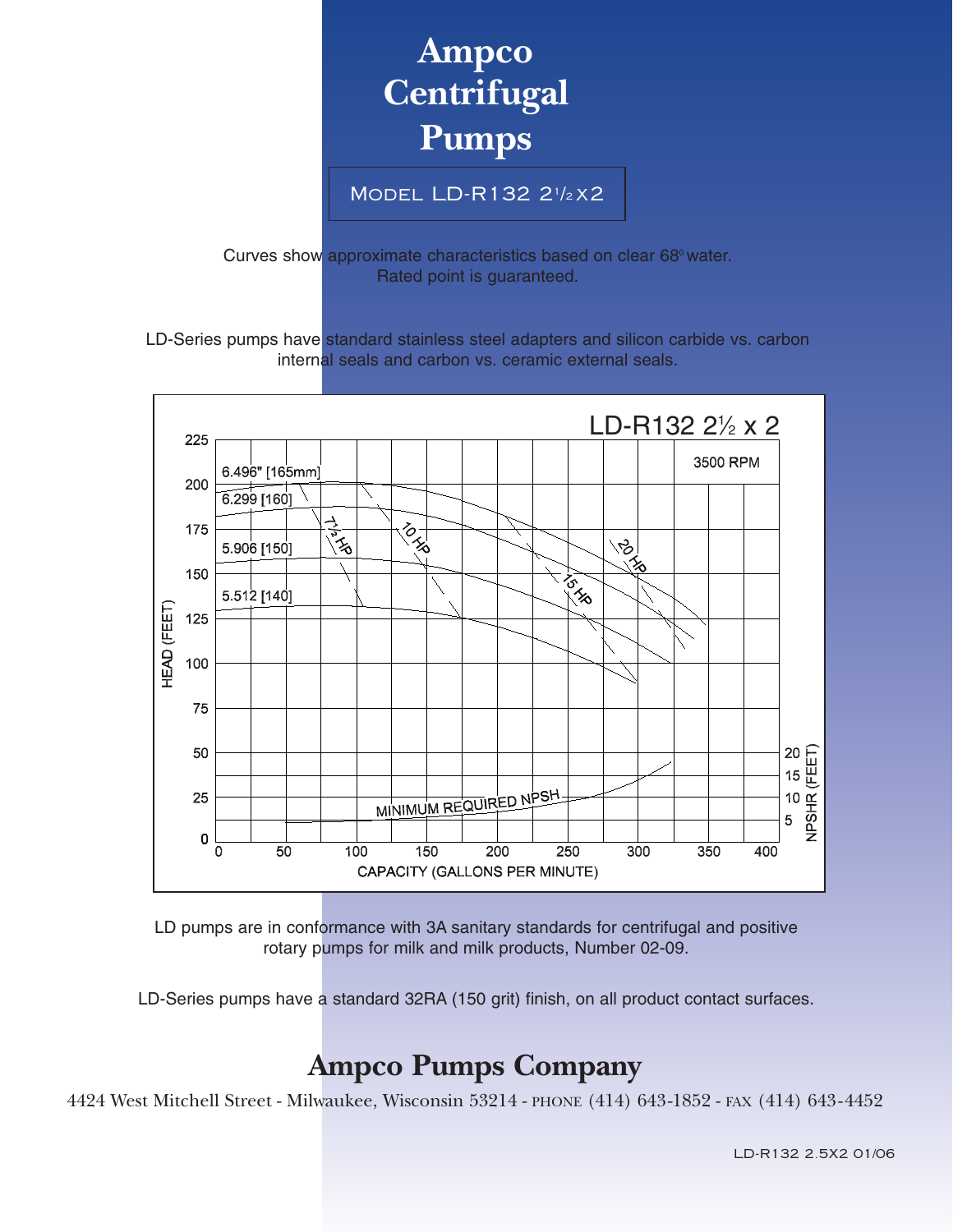# Ampco Centrifugal Pumps

Model LD-R132 2½x2

Curves show approximate characteristics based on clear 68° water.
Rated point is guaranteed.

LD-Series pumps have standard stainless steel adapters and silicon carbide vs. carbon internal seals and carbon vs. ceramic external seals.

LD-R132 2½ x 2

3500 RPM

6.496" [165mm]
6.299 [160]
5.906 [150]
5.512 [140]

7½ HP
10 HP
15 HP
20 HP

MINIMUM REQUIRED NPSH

HEAD (FEET)
225
200
175
150
125
100
75
50
25
0

NPSHR (FEET)
20
15
10
5

CAPACITY (GALLONS PER MINUTE)
0 50 100 150 200 250 300 350 400

LD pumps are in conformance with 3A sanitary standards for centrifugal and positive rotary pumps for milk and milk products, Number 02-09.

LD-Series pumps have a standard 32RA (150 grit) finish, on all product contact surfaces.

## Ampco Pumps Company

4424 West Mitchell Street - Milwaukee, Wisconsin 53214 - PHONE (414) 643-1852 - FAX (414) 643-4452

LD-R132 2.5X2 01/06